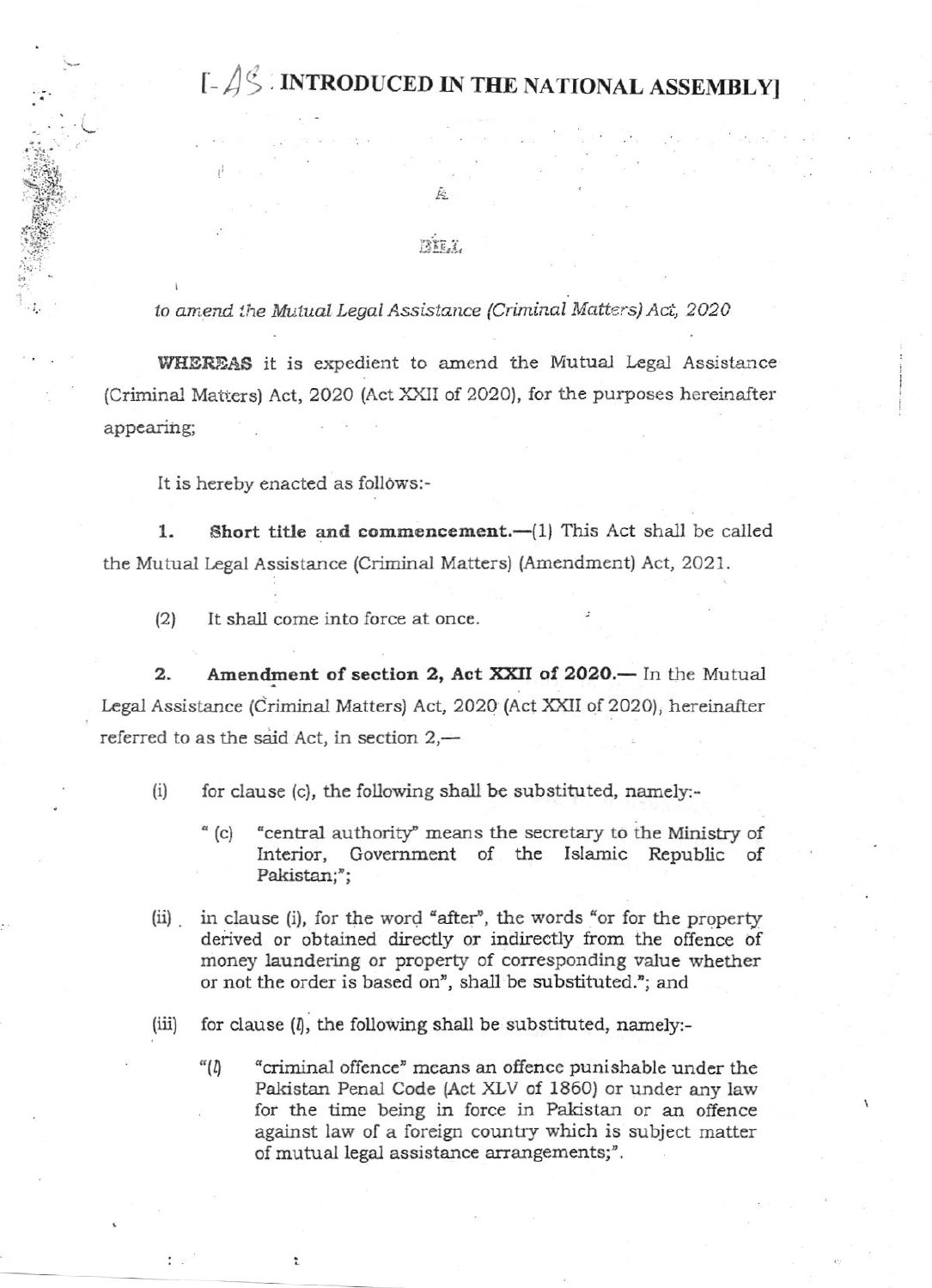# [AS INTRODUCED IN THE NATIONAL ASSEMBLY]

A

BILL

*to amend the Mutual Legal Assistance (Criminal Matters) Act, 2020*

**WHEREAS** it is expedient to amend the Mutual Legal Assistance (Criminal Matters) Act, 2020 (Act XXII of 2020), for the purposes hereinafter appearing;

It is hereby enacted as follows:-

**1. Short title and commencement.**—(1) This Act shall be called the Mutual Legal Assistance (Criminal Matters) (Amendment) Act, 2021.

(2) It shall come into force at once.

**2. Amendment of section 2, Act XXII of 2020.**— In the Mutual Legal Assistance (Criminal Matters) Act, 2020 (Act XXII of 2020), hereinafter referred to as the said Act, in section 2,—

(i) for clause (c), the following shall be substituted, namely:-

> " (c) "central authority" means the secretary to the Ministry of Interior, Government of the Islamic Republic of Pakistan;";

(ii) in clause (i), for the word "after", the words "or for the property derived or obtained directly or indirectly from the offence of money laundering or property of corresponding value whether or not the order is based on", shall be substituted."; and

(iii) for clause (*l*), the following shall be substituted, namely:-

> "(*l*) "criminal offence" means an offence punishable under the Pakistan Penal Code (Act XLV of 1860) or under any law for the time being in force in Pakistan or an offence against law of a foreign country which is subject matter of mutual legal assistance arrangements;".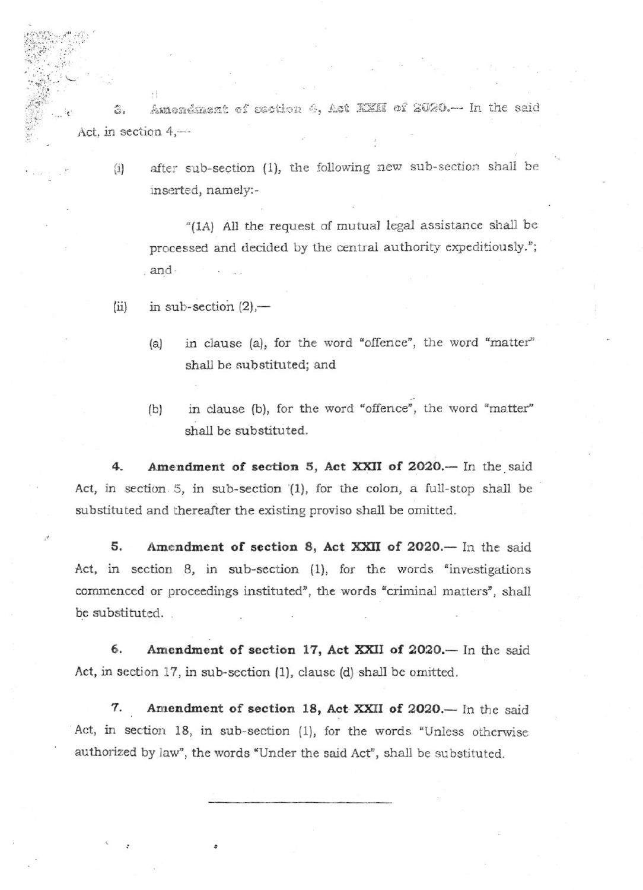3. **Amendment of section 4, Act XXII of 2020.**— In the said Act, in section 4,—

(i) after sub-section (1), the following new sub-section shall be inserted, namely:-

"(1A) All the request of mutual legal assistance shall be processed and decided by the central authority expeditiously."; and

(ii) in sub-section (2),—

(a) in clause (a), for the word "offence", the word "matter" shall be substituted; and

(b) in clause (b), for the word "offence", the word "matter" shall be substituted.

4. **Amendment of section 5, Act XXII of 2020.**— In the said Act, in section 5, in sub-section (1), for the colon, a full-stop shall be substituted and thereafter the existing proviso shall be omitted.

5. **Amendment of section 8, Act XXII of 2020.**— In the said Act, in section 8, in sub-section (1), for the words "investigations commenced or proceedings instituted", the words "criminal matters", shall be substituted.

6. **Amendment of section 17, Act XXII of 2020.**— In the said Act, in section 17, in sub-section (1), clause (d) shall be omitted.

7. **Amendment of section 18, Act XXII of 2020.**— In the said Act, in section 18, in sub-section (1), for the words "Unless otherwise authorized by law", the words "Under the said Act", shall be substituted.

---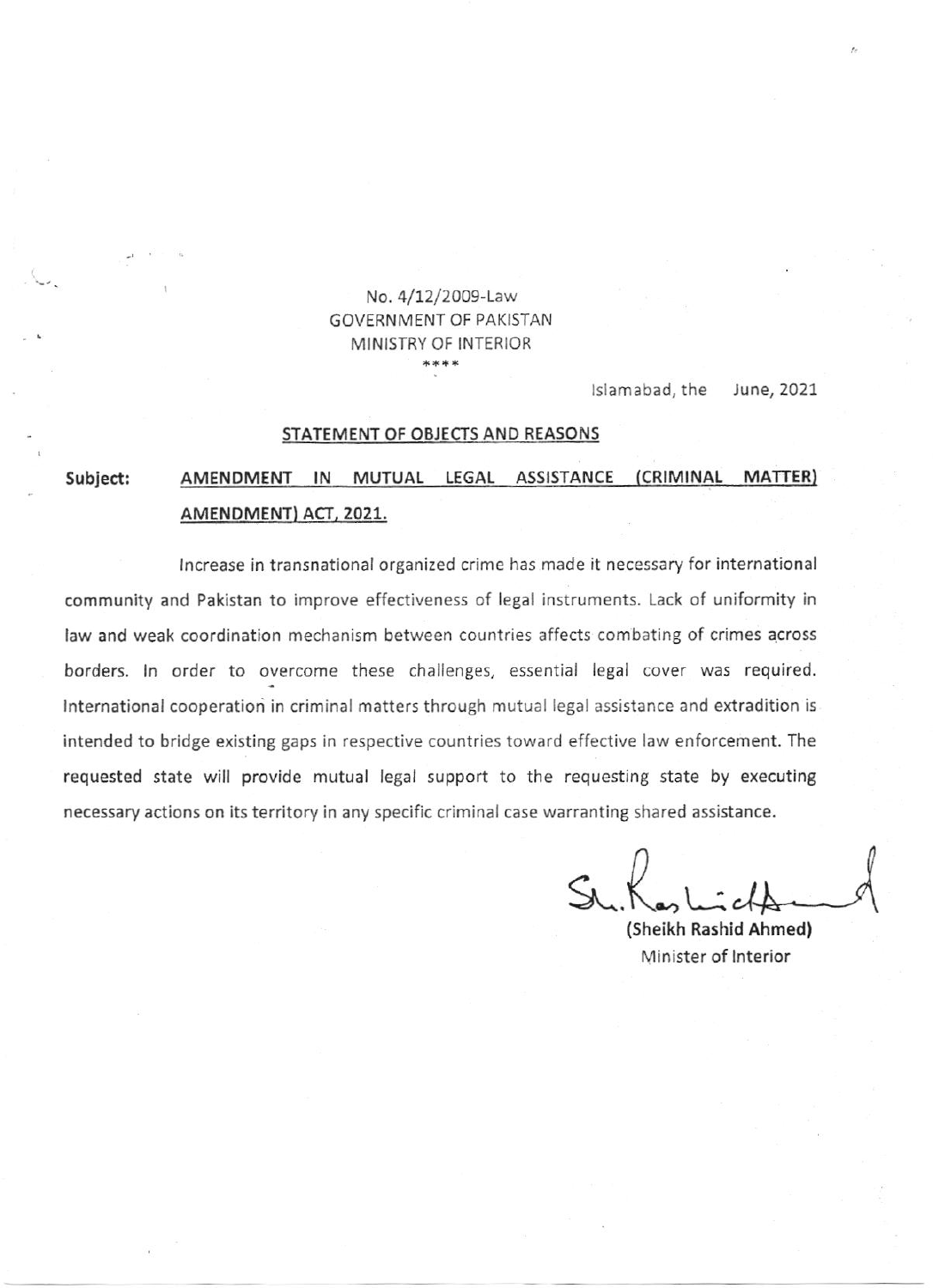No. 4/12/2009-Law
GOVERNMENT OF PAKISTAN
MINISTRY OF INTERIOR
****

Islamabad, the June, 2021

**STATEMENT OF OBJECTS AND REASONS**

**Subject: AMENDMENT IN MUTUAL LEGAL ASSISTANCE (CRIMINAL MATTER) AMENDMENT) ACT, 2021.**

Increase in transnational organized crime has made it necessary for international community and Pakistan to improve effectiveness of legal instruments. Lack of uniformity in law and weak coordination mechanism between countries affects combating of crimes across borders. In order to overcome these challenges, essential legal cover was required. International cooperation in criminal matters through mutual legal assistance and extradition is intended to bridge existing gaps in respective countries toward effective law enforcement. The requested state will provide mutual legal support to the requesting state by executing necessary actions on its territory in any specific criminal case warranting shared assistance.

**(Sheikh Rashid Ahmed)**
Minister of Interior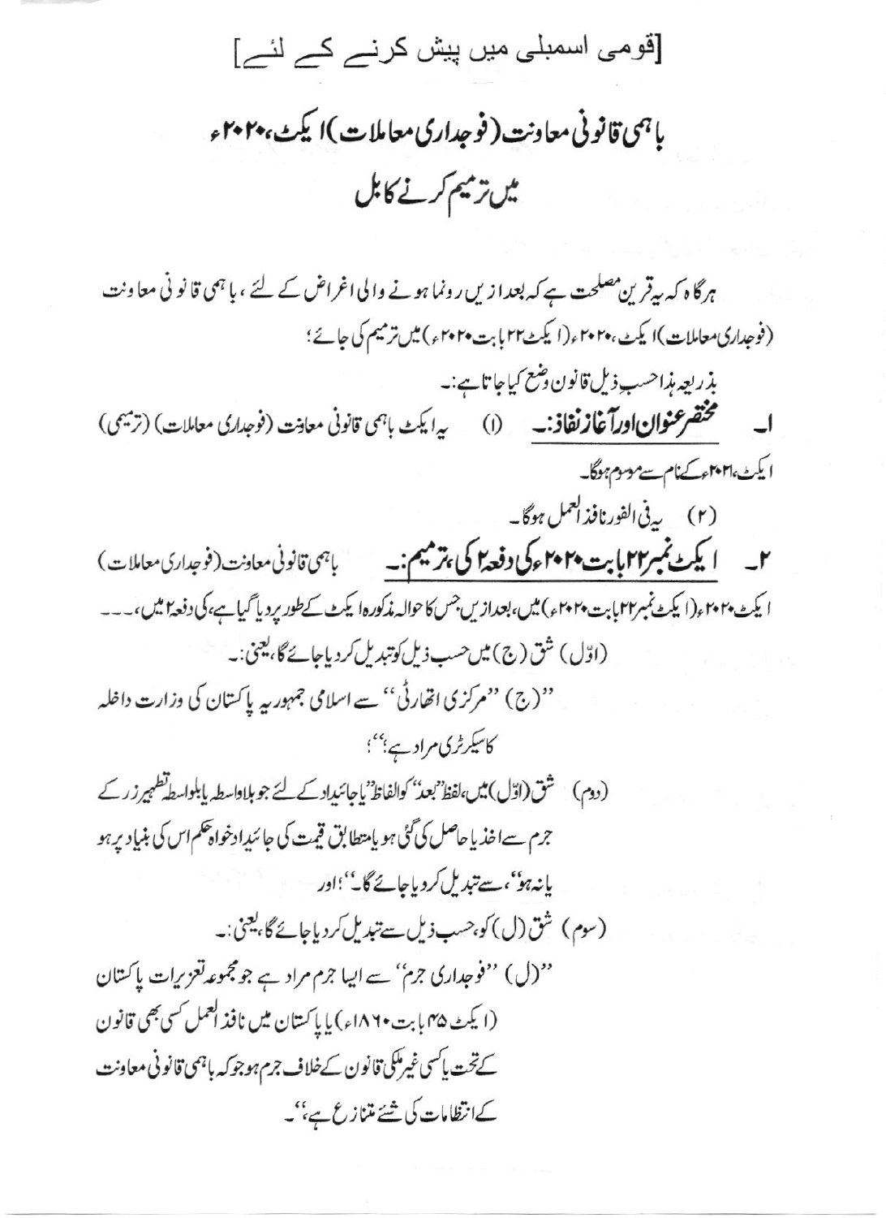[قومی اسمبلی میں پیش کرنے کے لئے]

# باہمی قانونی معاونت (فوجداری معاملات) ایکٹ، ۲۰۲۰ء میں ترمیم کرنے کا بل

ہرگاہ کہ یہ قرین مصلحت ہے کہ بعد ازیں رونما ہونے والی اغراض کے لئے، باہمی قانونی معاونت (فوجداری معاملات) ایکٹ، ۲۰۲۰ء (ایکٹ ۲۲ بابت ۲۰۲۰ء) میں ترمیم کی جائے؛

بذریعہ ہذا حسب ذیل قانون وضع کیا جاتا ہے:۔

۱۔ **مختصر عنوان اور آغاز نفاذ:۔** (۱) یہ ایکٹ باہمی قانونی معاونت (فوجداری معاملات) (ترمیمی) ایکٹ، ۲۰۲۱ء کے نام سے موسوم ہوگا۔

(۲) یہ فی الفور نافذ العمل ہوگا۔

۲۔ **ایکٹ نمبر ۲۲ بابت ۲۰۲۰ء کی دفعہ ۲ کی ترمیم:۔** باہمی قانونی معاونت (فوجداری معاملات) ایکٹ ۲۰۲۰ء (ایکٹ نمبر ۲۲ بابت ۲۰۲۰ء) میں، بعد ازیں جس کا حوالہ مذکورہ ایکٹ کے طور پر دیا گیا ہے، کی دفعہ ۲ میں،۔۔۔

(اوّل) شق (ج) میں حسب ذیل کو تبدیل کر دیا جائے گا، یعنی:۔

''(ج) ''مرکزی اتھارٹی'' سے اسلامی جمہوریہ پاکستان کی وزارت داخلہ کا سیکرٹری مراد ہے؛''؛

(دوم) شق (اوّل) میں، لفظ ''بعد'' کو الفاظ ''یا جائیداد کے لئے جو بلاواسطہ یا بلواسطہ تطہیر زر کے جرم سے اخذ یا حاصل کی گئی ہو یا متطابق قیمت کی جائیداد خواہ حکم اس کی بنیاد پر ہو یا نہ ہو''، سے تبدیل کر دیا جائے گا۔''؛ اور

(سوم) شق (ل) کو، حسب ذیل سے تبدیل کر دیا جائے گا، یعنی:۔

''(ل) ''فوجداری جرم'' سے ایسا جرم مراد ہے جو مجموعہ تعزیرات پاکستان (ایکٹ ۴۵ بابت ۱۸۶۰ء) یا پاکستان میں نافذ العمل کسی بھی قانون کے تحت یا کسی غیر ملکی قانون کے خلاف جرم ہو جو کہ باہمی قانونی معاونت کے انتظامات کی شئے متنازع ہے؛''۔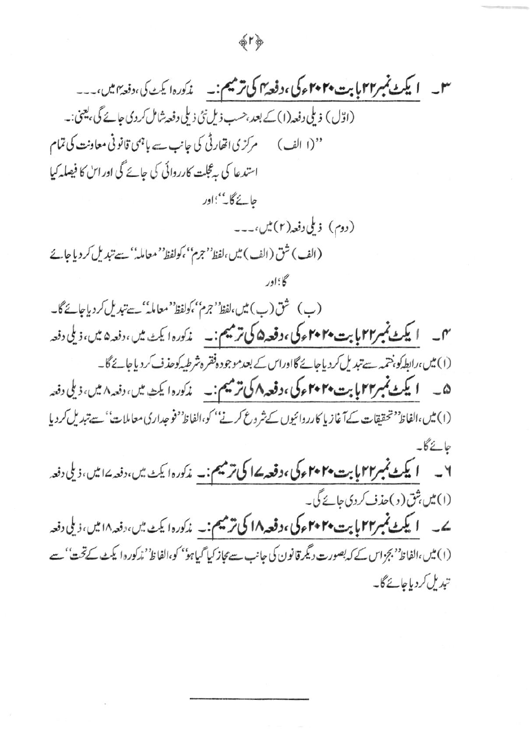۳۔ **ایکٹ نمبر ۲۲ بابت ۲۰۲۰ء کی، دفعہ ۴ کی ترمیم:۔** مذکورہ ایکٹ کی، دفعہ ۴ میں،۔۔۔

(اوّل) ذیلی دفعہ (۱) کے بعد، حسب ذیل نئی ذیلی دفعہ شامل کر دی جائے گی، یعنی:۔

"(۱ الف) مرکزی اتھارٹی کی جانب سے باہمی قانونی معاونت کی تمام استدعا کی بہ عجلت کارروائی کی جائے گی اور اس کا فیصلہ کیا جائے گا۔"؛ اور

(دوم) ذیلی دفعہ (۲) میں،۔۔۔

(الف) شق (الف) میں، لفظ "جرم"، کو لفظ "معاملہ" سے تبدیل کر دیا جائے گا؛ اور

(ب) شق (ب) میں، لفظ "جرم"، کو لفظ "معاملہ" سے تبدیل کر دیا جائے گا۔

۴۔ **ایکٹ نمبر ۲۲ بابت ۲۰۲۰ء کی، دفعہ ۵ کی ترمیم:۔** مذکورہ ایکٹ میں، دفعہ ۵ میں، ذیلی دفعہ (۱) میں، رابطہ کو، ختمہ سے تبدیل کر دیا جائے گا اور اس کے بعد موجودہ فقرہ شرطیہ کو حذف کر دیا جائے گا۔

۵۔ **ایکٹ نمبر ۲۲ بابت ۲۰۲۰ء کی، دفعہ ۸ کی ترمیم:۔** مذکورہ ایکٹ میں، دفعہ ۸ میں، ذیلی دفعہ (۱) میں، الفاظ "تحقیقات کے آغاز یا کارروائیوں کے شروع کرنے" کو، الفاظ "فوجداری معاملات" سے تبدیل کر دیا جائے گا۔

۶۔ **ایکٹ نمبر ۲۲ بابت ۲۰۲۰ء کی، دفعہ ۱۷ کی ترمیم:۔** مذکورہ ایکٹ میں، دفعہ ۱۷ میں، ذیلی دفعہ (۱) میں شق (د) حذف کر دی جائے گی۔

۷۔ **ایکٹ نمبر ۲۲ بابت ۲۰۲۰ء کی، دفعہ ۱۸ کی ترمیم:۔** مذکورہ ایکٹ میں، دفعہ ۱۸ میں، ذیلی دفعہ (۱) میں، الفاظ "بجز اس کے کہ بصورت دیگر قانون کی جانب سے مجاز کیا گیا ہو" کو، الفاظ "مذکورہ ایکٹ کے تحت" سے تبدیل کر دیا جائے گا۔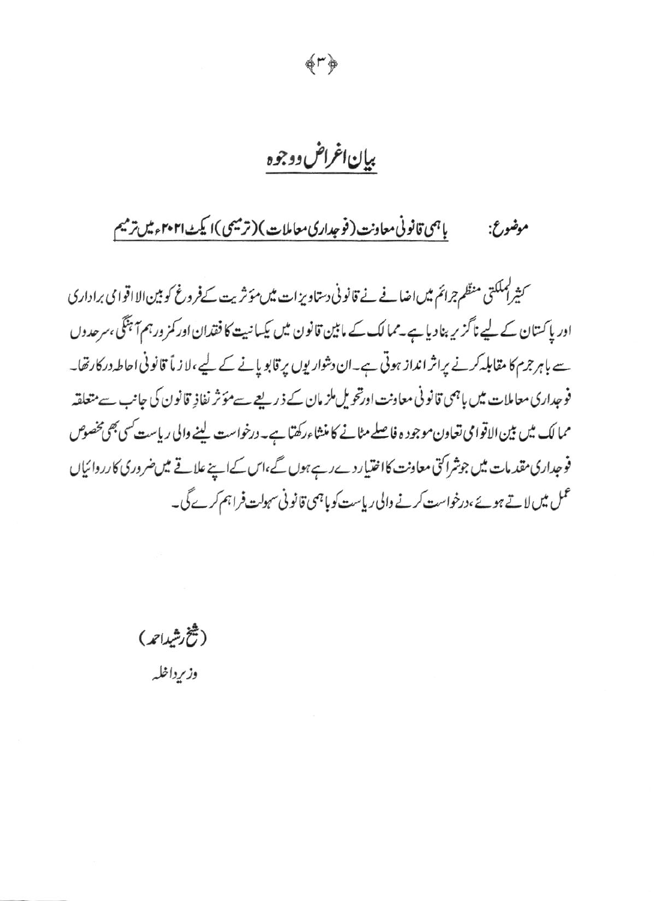## بیان اغراض و وجوہ

موضوع: باہمی قانونی معاونت (فوجداری معاملات) (ترمیمی) ایکٹ ۲۰۲۱ء میں ترمیم

کثیر الملکتی منظم جرائم میں اضافے نے قانونی دستاویزات میں مؤثریت کے فروغ کو بین الاقوامی برادری اور پاکستان کے لیے ناگزیر بنا دیا ہے۔ ممالک کے مابین قانون میں یکسانیت کا فقدان اور کمزور ہم آہنگی، سرحدوں سے باہر جرم کا مقابلہ کرنے پر اثر انداز ہوتی ہے۔ ان دشواریوں پر قابو پانے کے لیے، لازماً قانونی احاطہ درکار تھا۔ فوجداری معاملات میں باہمی قانونی معاونت اور تحویل ملزمان کے ذریعے سے مؤثر نفاذِ قانون کی جانب سے متعلقہ ممالک میں بین الاقوامی تعاون موجودہ فاصلے مٹانے کا منشاء رکھتا ہے۔ درخواست لینے والی ریاست کسی بھی مخصوص فوجداری مقدمات میں جو شراکتی معاونت کا اختیار دے رہے ہوں گے، اس کے اپنے علاقے میں ضروری کارروائیاں عمل میں لاتے ہوئے، درخواست کرنے والی ریاست کو باہمی قانونی سہولت فراہم کرے گی۔

(شیخ رشید احمد)

وزیر داخلہ